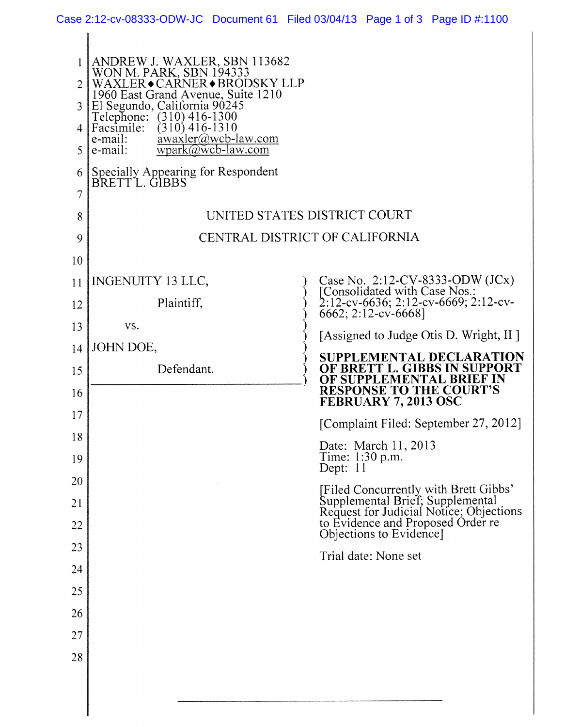ANDREW J. WAXLER, SBN 113682
WON M. PARK, SBN 194333
WAXLER◆CARNER◆BRODSKY LLP
1960 East Grand Avenue, Suite 1210
El Segundo, California 90245
Telephone: (310) 416-1300
Facsimile: (310) 416-1310
e-mail: awaxler@wcb-law.com
e-mail: wpark@wcb-law.com

Specially Appearing for Respondent
BRETT L. GIBBS

UNITED STATES DISTRICT COURT

CENTRAL DISTRICT OF CALIFORNIA

INGENUITY 13 LLC,

Plaintiff,

vs.

JOHN DOE,

Defendant.

Case No. 2:12-CV-8333-ODW (JCx)
[Consolidated with Case Nos.: 2:12-cv-6636; 2:12-cv-6669; 2:12-cv-6662; 2:12-cv-6668]

[Assigned to Judge Otis D. Wright, II ]

**SUPPLEMENTAL DECLARATION OF BRETT L. GIBBS IN SUPPORT OF SUPPLEMENTAL BRIEF IN RESPONSE TO THE COURT'S FEBRUARY 7, 2013 OSC**

[Complaint Filed: September 27, 2012]

Date: March 11, 2013
Time: 1:30 p.m.
Dept: 11

[Filed Concurrently with Brett Gibbs' Supplemental Brief; Supplemental Request for Judicial Notice; Objections to Evidence and Proposed Order re Objections to Evidence]

Trial date: None set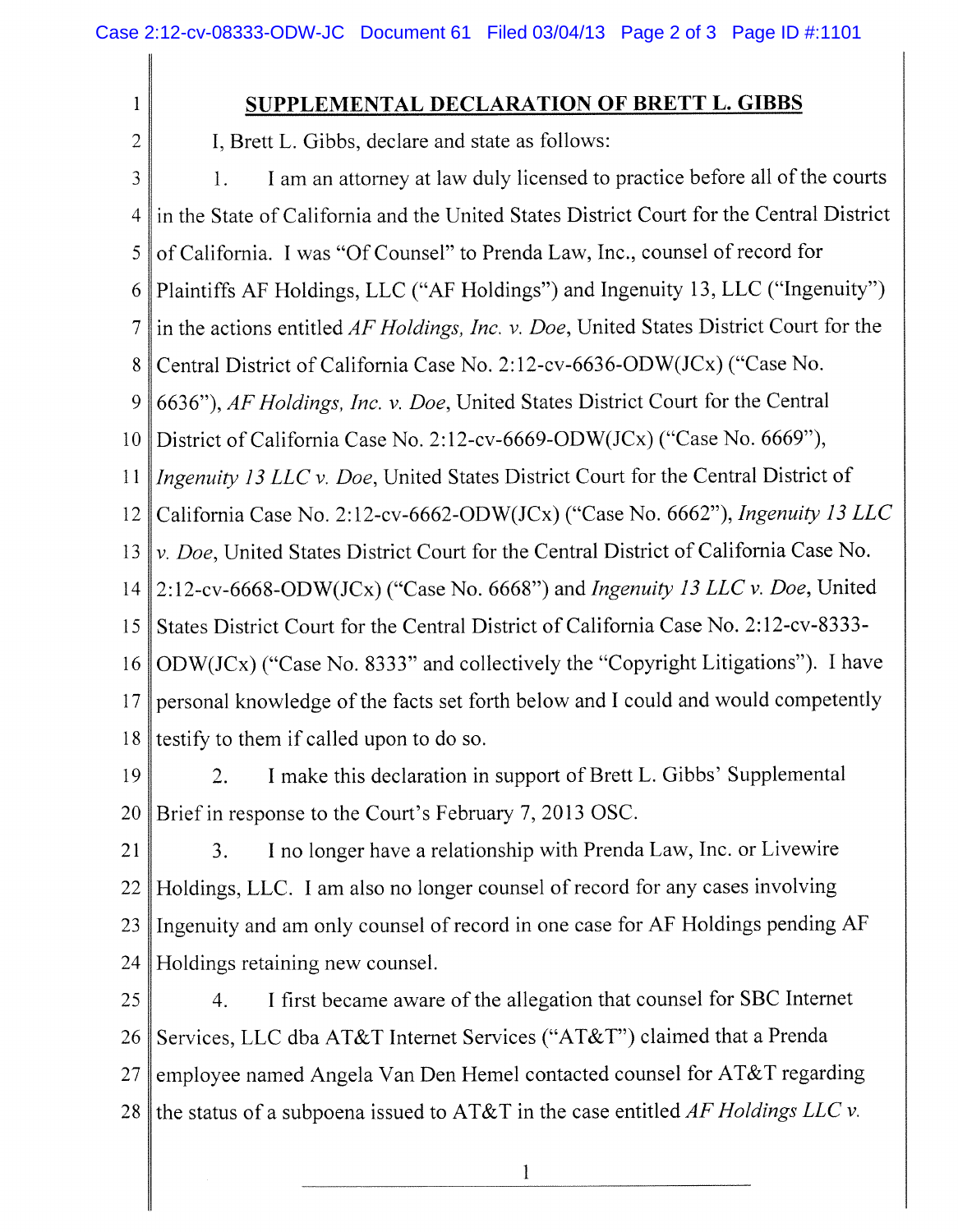## SUPPLEMENTAL DECLARATION OF BRETT L. GIBBS

I, Brett L. Gibbs, declare and state as follows:

1. I am an attorney at law duly licensed to practice before all of the courts in the State of California and the United States District Court for the Central District of California. I was "Of Counsel" to Prenda Law, Inc., counsel of record for Plaintiffs AF Holdings, LLC ("AF Holdings") and Ingenuity 13, LLC ("Ingenuity") in the actions entitled *AF Holdings, Inc. v. Doe*, United States District Court for the Central District of California Case No. 2:12-cv-6636-ODW(JCx) ("Case No. 6636"), *AF Holdings, Inc. v. Doe*, United States District Court for the Central District of California Case No. 2:12-cv-6669-ODW(JCx) ("Case No. 6669"), *Ingenuity 13 LLC v. Doe*, United States District Court for the Central District of California Case No. 2:12-cv-6662-ODW(JCx) ("Case No. 6662"), *Ingenuity 13 LLC v. Doe*, United States District Court for the Central District of California Case No. 2:12-cv-6668-ODW(JCx) ("Case No. 6668") and *Ingenuity 13 LLC v. Doe*, United States District Court for the Central District of California Case No. 2:12-cv-8333-ODW(JCx) ("Case No. 8333" and collectively the "Copyright Litigations"). I have personal knowledge of the facts set forth below and I could and would competently testify to them if called upon to do so.

2. I make this declaration in support of Brett L. Gibbs' Supplemental Brief in response to the Court's February 7, 2013 OSC.

3. I no longer have a relationship with Prenda Law, Inc. or Livewire Holdings, LLC. I am also no longer counsel of record for any cases involving Ingenuity and am only counsel of record in one case for AF Holdings pending AF Holdings retaining new counsel.

4. I first became aware of the allegation that counsel for SBC Internet Services, LLC dba AT&T Internet Services ("AT&T") claimed that a Prenda employee named Angela Van Den Hemel contacted counsel for AT&T regarding the status of a subpoena issued to AT&T in the case entitled *AF Holdings LLC v.*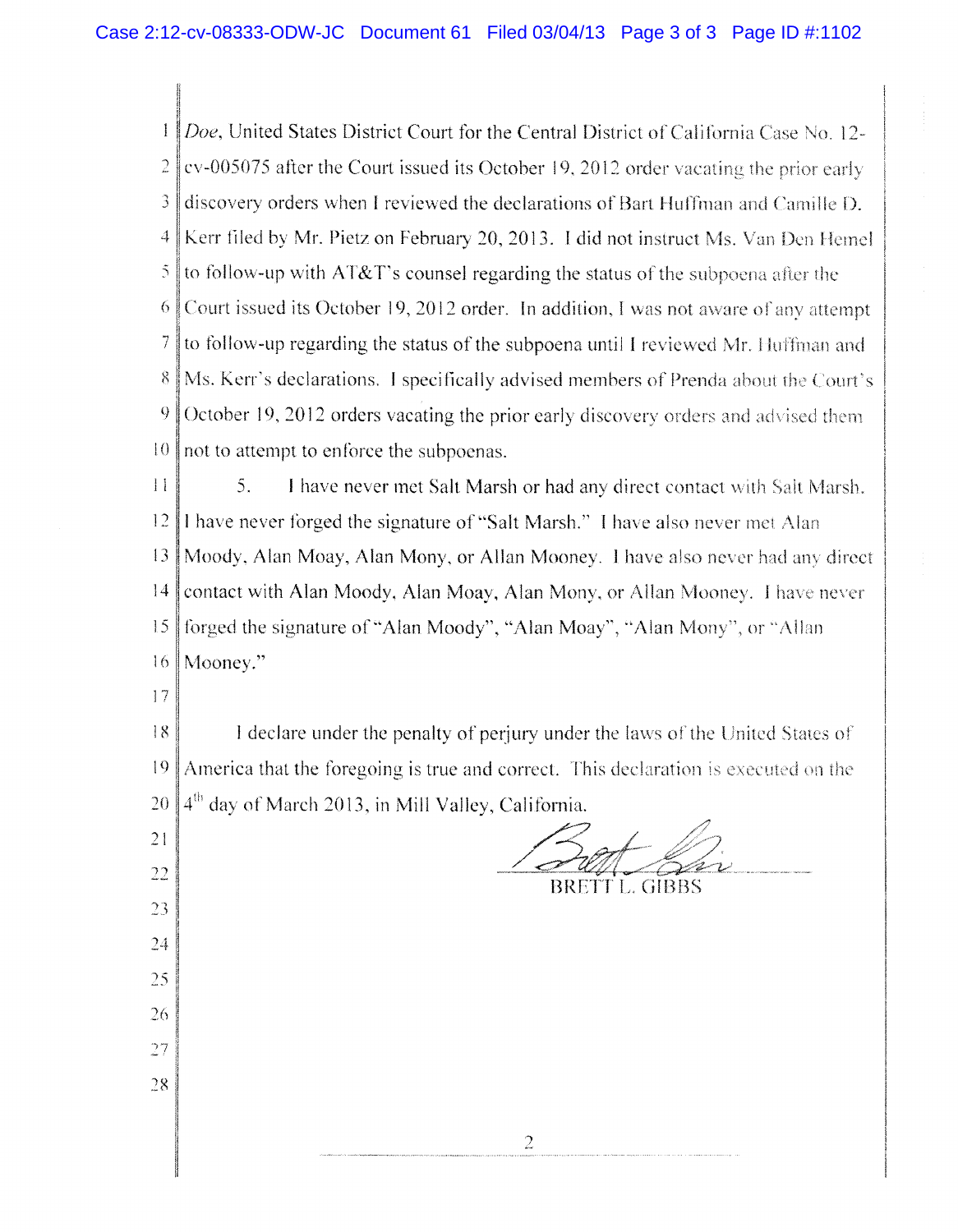*Doe*, United States District Court for the Central District of California Case No. 12-cv-005075 after the Court issued its October 19, 2012 order vacating the prior early discovery orders when I reviewed the declarations of Bart Huffman and Camille D. Kerr filed by Mr. Pietz on February 20, 2013. I did not instruct Ms. Van Den Hemel to follow-up with AT&T's counsel regarding the status of the subpoena after the Court issued its October 19, 2012 order. In addition, I was not aware of any attempt to follow-up regarding the status of the subpoena until I reviewed Mr. Huffman and Ms. Kerr's declarations. I specifically advised members of Prenda about the Court's October 19, 2012 orders vacating the prior early discovery orders and advised them not to attempt to enforce the subpoenas.

5. I have never met Salt Marsh or had any direct contact with Salt Marsh. I have never forged the signature of "Salt Marsh." I have also never met Alan Moody, Alan Moay, Alan Mony, or Allan Mooney. I have also never had any direct contact with Alan Moody, Alan Moay, Alan Mony, or Allan Mooney. I have never forged the signature of "Alan Moody", "Alan Moay", "Alan Mony", or "Allan Mooney."

I declare under the penalty of perjury under the laws of the United States of America that the foregoing is true and correct. This declaration is executed on the 4th day of March 2013, in Mill Valley, California.

BRETT L. GIBBS